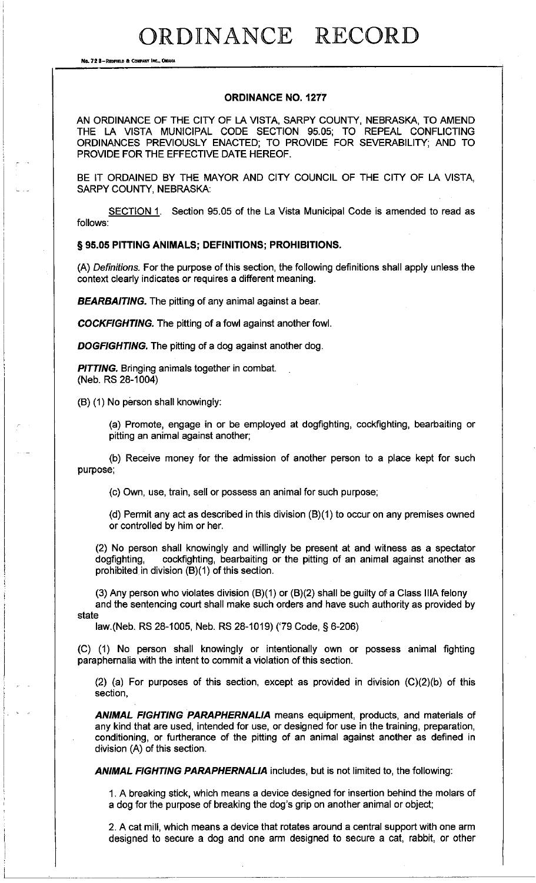# ORDINANCE RECORD

No. 72 8—REDFIELD & COMPANY INC., OMAHA

## ORDINANCE NO. 1277

AN ORDINANCE OF THE CITY OF LA VISTA, SARPY COUNTY, NEBRASKA, TO AMEND THE LA VISTA MUNICIPAL CODE SECTION 95.05; TO REPEAL CONFLICTING ORDINANCES PREVIOUSLY ENACTED; TO PROVIDE FOR SEVERABILITY; AND TO PROVIDE FOR THE EFFECTIVE DATE HEREOF.

BE IT ORDAINED BY THE MAYOR AND CITY COUNCIL OF THE CITY OF LA VISTA, SARPY COUNTY, NEBRASKA:

SECTION 1. Section 95.05 of the La Vista Municipal Code is amended to read as follows:

**§ 95.05 PITTING ANIMALS; DEFINITIONS; PROHIBITIONS.**

(A) *Definitions.* For the purpose of this section, the following definitions shall apply unless the context clearly indicates or requires a different meaning.

***BEARBAITING.*** The pitting of any animal against a bear.

***COCKFIGHTING.*** The pitting of a fowl against another fowl.

***DOGFIGHTING.*** The pitting of a dog against another dog.

***PITTING.*** Bringing animals together in combat.
(Neb. RS 28-1004)

(B) (1) No person shall knowingly:

(a) Promote, engage in or be employed at dogfighting, cockfighting, bearbaiting or pitting an animal against another;

(b) Receive money for the admission of another person to a place kept for such purpose;

(c) Own, use, train, sell or possess an animal for such purpose;

(d) Permit any act as described in this division (B)(1) to occur on any premises owned or controlled by him or her.

(2) No person shall knowingly and willingly be present at and witness as a spectator dogfighting, cockfighting, bearbaiting or the pitting of an animal against another as prohibited in division (B)(1) of this section.

(3) Any person who violates division (B)(1) or (B)(2) shall be guilty of a Class IIIA felony and the sentencing court shall make such orders and have such authority as provided by state law.(Neb. RS 28-1005, Neb. RS 28-1019) ('79 Code, § 6-206)

(C) (1) No person shall knowingly or intentionally own or possess animal fighting paraphernalia with the intent to commit a violation of this section.

(2) (a) For purposes of this section, except as provided in division (C)(2)(b) of this section,

***ANIMAL FIGHTING PARAPHERNALIA*** means equipment, products, and materials of any kind that are used, intended for use, or designed for use in the training, preparation, conditioning, or furtherance of the pitting of an animal against another as defined in division (A) of this section.

***ANIMAL FIGHTING PARAPHERNALIA*** includes, but is not limited to, the following:

1. A breaking stick, which means a device designed for insertion behind the molars of a dog for the purpose of breaking the dog's grip on another animal or object;

2. A cat mill, which means a device that rotates around a central support with one arm designed to secure a dog and one arm designed to secure a cat, rabbit, or other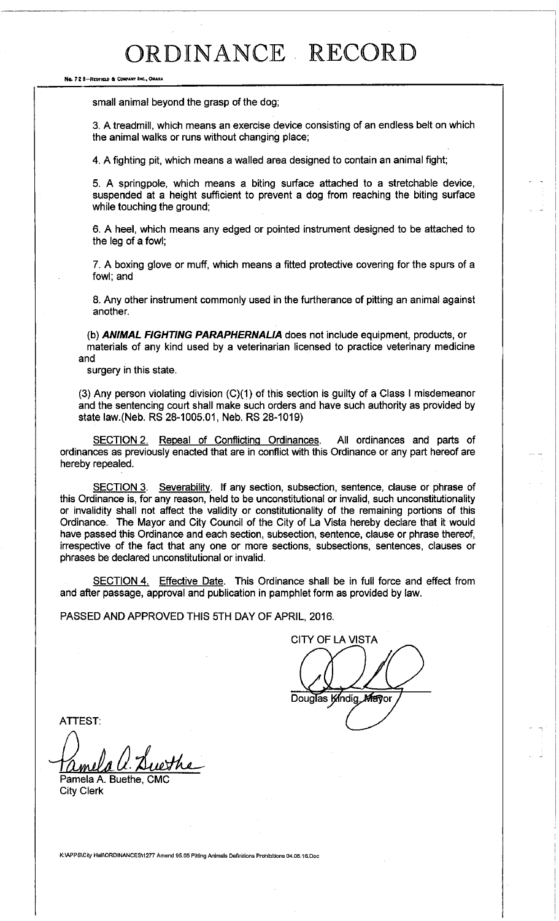# ORDINANCE RECORD

small animal beyond the grasp of the dog;

3. A treadmill, which means an exercise device consisting of an endless belt on which the animal walks or runs without changing place;

4. A fighting pit, which means a walled area designed to contain an animal fight;

5. A springpole, which means a biting surface attached to a stretchable device, suspended at a height sufficient to prevent a dog from reaching the biting surface while touching the ground;

6. A heel, which means any edged or pointed instrument designed to be attached to the leg of a fowl;

7. A boxing glove or muff, which means a fitted protective covering for the spurs of a fowl; and

8. Any other instrument commonly used in the furtherance of pitting an animal against another.

(b) ***ANIMAL FIGHTING PARAPHERNALIA*** does not include equipment, products, or materials of any kind used by a veterinarian licensed to practice veterinary medicine and surgery in this state.

(3) Any person violating division (C)(1) of this section is guilty of a Class I misdemeanor and the sentencing court shall make such orders and have such authority as provided by state law.(Neb. RS 28-1005.01, Neb. RS 28-1019)

SECTION 2. Repeal of Conflicting Ordinances. All ordinances and parts of ordinances as previously enacted that are in conflict with this Ordinance or any part hereof are hereby repealed.

SECTION 3. Severability. If any section, subsection, sentence, clause or phrase of this Ordinance is, for any reason, held to be unconstitutional or invalid, such unconstitutionality or invalidity shall not affect the validity or constitutionality of the remaining portions of this Ordinance. The Mayor and City Council of the City of La Vista hereby declare that it would have passed this Ordinance and each section, subsection, sentence, clause or phrase thereof, irrespective of the fact that any one or more sections, subsections, sentences, clauses or phrases be declared unconstitutional or invalid.

SECTION 4. Effective Date. This Ordinance shall be in full force and effect from and after passage, approval and publication in pamphlet form as provided by law.

PASSED AND APPROVED THIS 5TH DAY OF APRIL, 2016.

CITY OF LA VISTA

Douglas Kindig, Mayor

ATTEST:

Pamela A. Buethe, CMC
City Clerk

K:\APPS\City Hall\ORDINANCES\1277 Amend 95.05 Pitting Animals Definitions Prohibitions 04.05.16.Doc